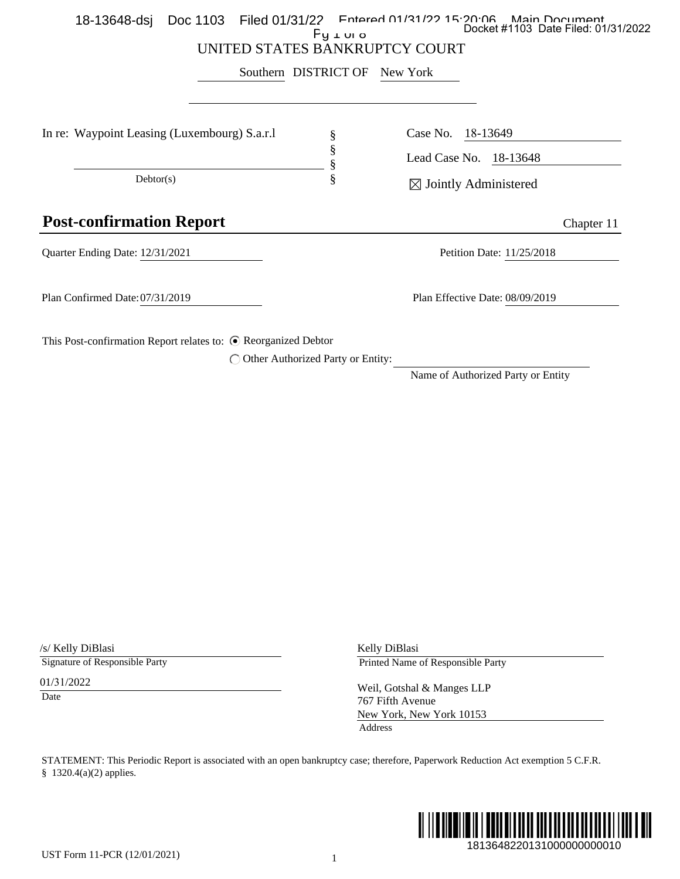UNITED STATES BANKRUPTCY COURT

Southern DISTRICT OF New York

| In re: Waypoint Leasing (Luxembourg) S.a.r.l | § | Case No. 18-13649 |
|---|---|---|
| | § | Lead Case No. 18-13648 |
| Debtor(s) | § | ☒ Jointly Administered |

## Post-confirmation Report

Chapter 11

Quarter Ending Date: 12/31/2021

Petition Date: 11/25/2018

Plan Confirmed Date: 07/31/2019

Plan Effective Date: 08/09/2019

This Post-confirmation Report relates to: ⦿ Reorganized Debtor

◯ Other Authorized Party or Entity: ____________________

Name of Authorized Party or Entity

/s/ Kelly DiBlasi
Signature of Responsible Party

01/31/2022
Date

Kelly DiBlasi
Printed Name of Responsible Party

Weil, Gotshal & Manges LLP
767 Fifth Avenue
New York, New York 10153
Address

STATEMENT: This Periodic Report is associated with an open bankruptcy case; therefore, Paperwork Reduction Act exemption 5 C.F.R. § 1320.4(a)(2) applies.

UST Form 11-PCR (12/01/2021)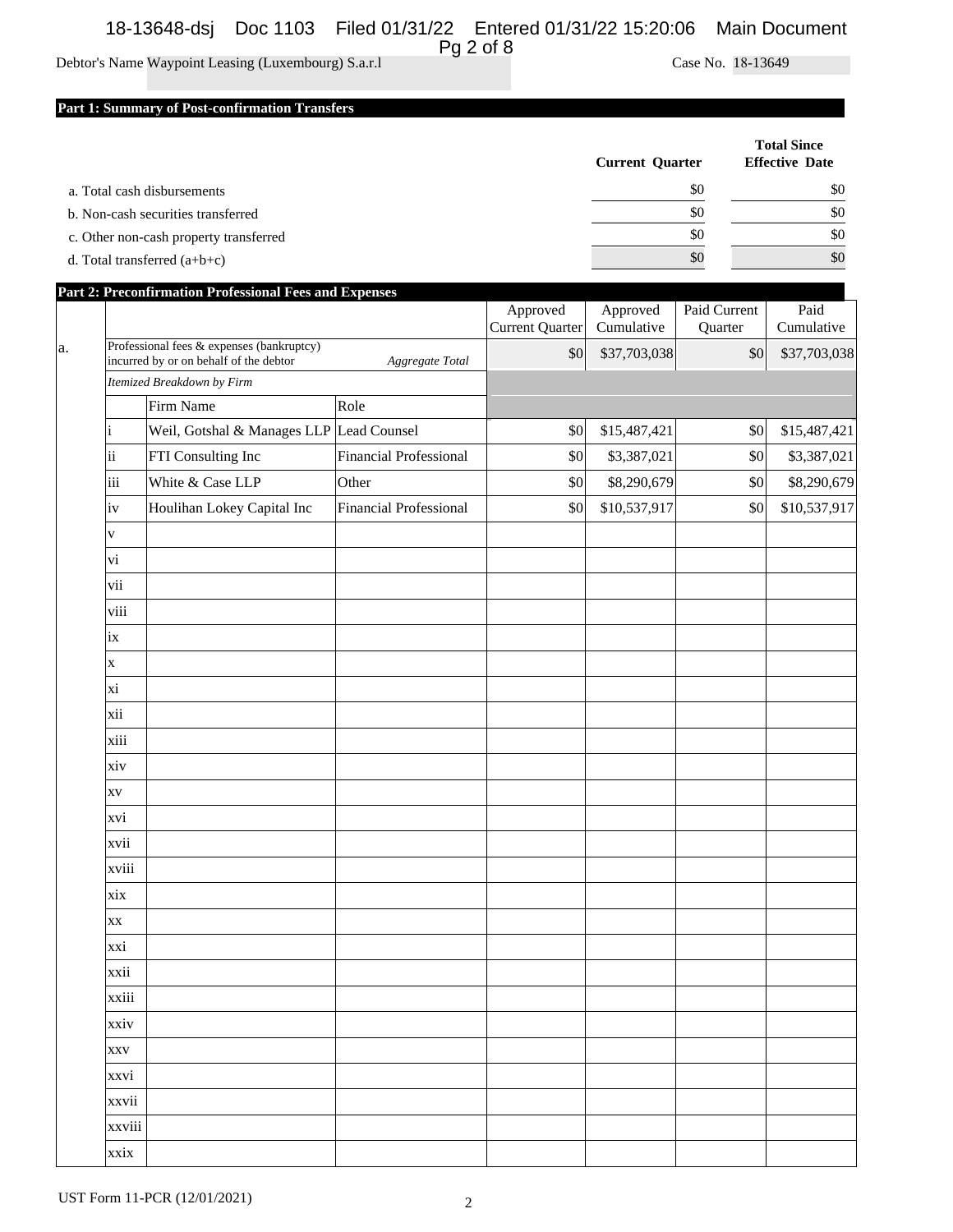Debtor's Name Waypoint Leasing (Luxembourg) S.a.r.l Case No. 18-13649

## Part 1: Summary of Post-confirmation Transfers

| | Current Quarter | Total Since Effective Date |
|---|---|---|
| a. Total cash disbursements | $0 | $0 |
| b. Non-cash securities transferred | $0 | $0 |
| c. Other non-cash property transferred | $0 | $0 |
| d. Total transferred (a+b+c) | $0 | $0 |

## Part 2: Preconfirmation Professional Fees and Expenses

| | | | | Approved Current Quarter | Approved Cumulative | Paid Current Quarter | Paid Cumulative |
|---|---|---|---|---|---|---|---|
| a. | Professional fees & expenses (bankruptcy) incurred by or on behalf of the debtor | | *Aggregate Total* | $0 | $37,703,038 | $0 | $37,703,038 |
| | *Itemized Breakdown by Firm* | | | | | | |
| | | Firm Name | Role | | | | |
| | i | Weil, Gotshal & Manages LLP | Lead Counsel | $0 | $15,487,421 | $0 | $15,487,421 |
| | ii | FTI Consulting Inc | Financial Professional | $0 | $3,387,021 | $0 | $3,387,021 |
| | iii | White & Case LLP | Other | $0 | $8,290,679 | $0 | $8,290,679 |
| | iv | Houlihan Lokey Capital Inc | Financial Professional | $0 | $10,537,917 | $0 | $10,537,917 |
| | v | | | | | | |
| | vi | | | | | | |
| | vii | | | | | | |
| | viii | | | | | | |
| | ix | | | | | | |
| | x | | | | | | |
| | xi | | | | | | |
| | xii | | | | | | |
| | xiii | | | | | | |
| | xiv | | | | | | |
| | xv | | | | | | |
| | xvi | | | | | | |
| | xvii | | | | | | |
| | xviii | | | | | | |
| | xix | | | | | | |
| | xx | | | | | | |
| | xxi | | | | | | |
| | xxii | | | | | | |
| | xxiii | | | | | | |
| | xxiv | | | | | | |
| | xxv | | | | | | |
| | xxvi | | | | | | |
| | xxvii | | | | | | |
| | xxviii | | | | | | |
| | xxix | | | | | | |

UST Form 11-PCR (12/01/2021)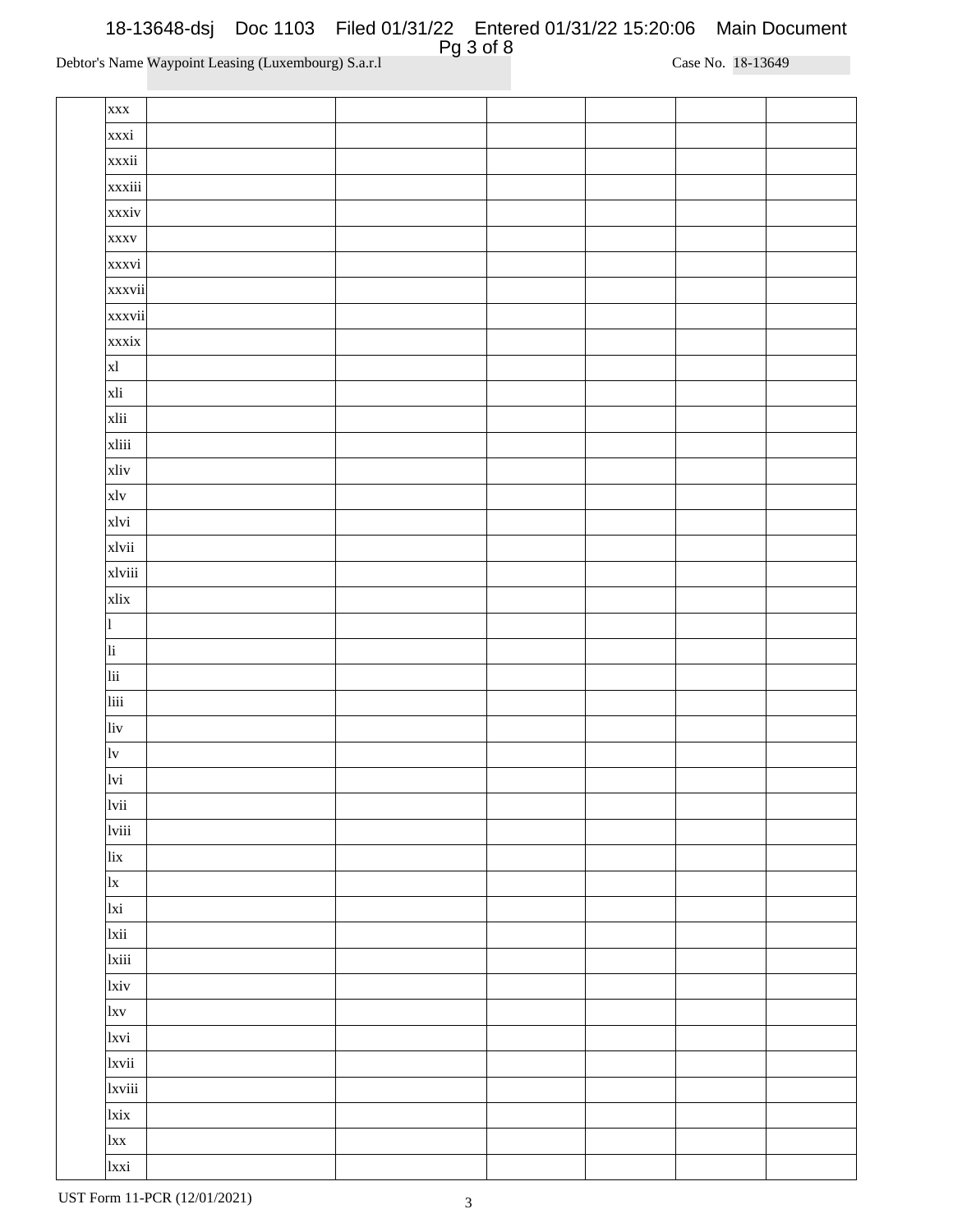Debtor's Name Waypoint Leasing (Luxembourg) S.a.r.l Case No. 18-13649

| | | | | | | | |
|---|---|---|---|---|---|---|---|
| | xxx | | | | | | |
| | xxxi | | | | | | |
| | xxxii | | | | | | |
| | xxxiii | | | | | | |
| | xxxiv | | | | | | |
| | xxxv | | | | | | |
| | xxxvi | | | | | | |
| | xxxvii | | | | | | |
| | xxxvii | | | | | | |
| | xxxix | | | | | | |
| | xl | | | | | | |
| | xli | | | | | | |
| | xlii | | | | | | |
| | xliii | | | | | | |
| | xliv | | | | | | |
| | xlv | | | | | | |
| | xlvi | | | | | | |
| | xlvii | | | | | | |
| | xlviii | | | | | | |
| | xlix | | | | | | |
| | l | | | | | | |
| | li | | | | | | |
| | lii | | | | | | |
| | liii | | | | | | |
| | liv | | | | | | |
| | lv | | | | | | |
| | lvi | | | | | | |
| | lvii | | | | | | |
| | lviii | | | | | | |
| | lix | | | | | | |
| | lx | | | | | | |
| | lxi | | | | | | |
| | lxii | | | | | | |
| | lxiii | | | | | | |
| | lxiv | | | | | | |
| | lxv | | | | | | |
| | lxvi | | | | | | |
| | lxvii | | | | | | |
| | lxviii | | | | | | |
| | lxix | | | | | | |
| | lxx | | | | | | |
| | lxxi | | | | | | |

UST Form 11-PCR (12/01/2021)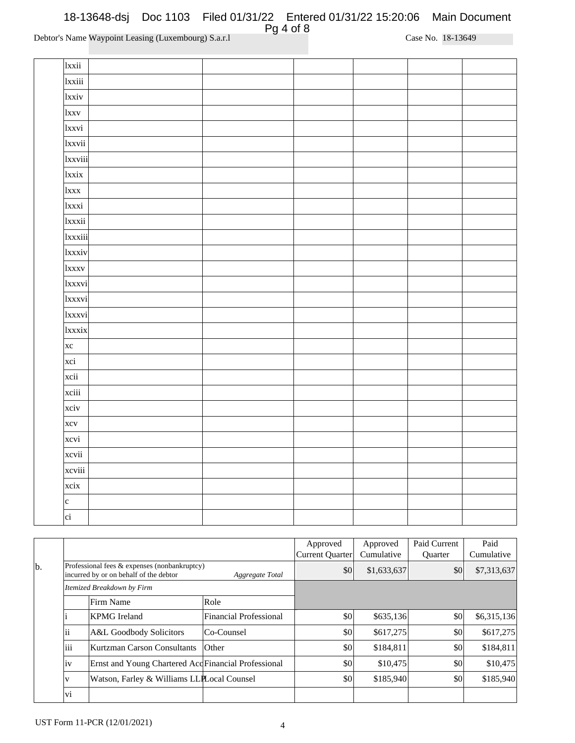Debtor's Name Waypoint Leasing (Luxembourg) S.a.r.l Case No. 18-13649

| | | | | | | | |
|---|---|---|---|---|---|---|---|
| | lxxii | | | | | | |
| | lxxiii | | | | | | |
| | lxxiv | | | | | | |
| | lxxv | | | | | | |
| | lxxvi | | | | | | |
| | lxxvii | | | | | | |
| | lxxviii | | | | | | |
| | lxxix | | | | | | |
| | lxxx | | | | | | |
| | lxxxi | | | | | | |
| | lxxxii | | | | | | |
| | lxxxiii | | | | | | |
| | lxxxiv | | | | | | |
| | lxxxv | | | | | | |
| | lxxxvi | | | | | | |
| | lxxxvi | | | | | | |
| | lxxxvi | | | | | | |
| | lxxxix | | | | | | |
| | xc | | | | | | |
| | xci | | | | | | |
| | xcii | | | | | | |
| | xciii | | | | | | |
| | xciv | | | | | | |
| | xcv | | | | | | |
| | xcvi | | | | | | |
| | xcvii | | | | | | |
| | xcviii | | | | | | |
| | xcix | | | | | | |
| | c | | | | | | |
| | ci | | | | | | |

| | | | | Approved Current Quarter | Approved Cumulative | Paid Current Quarter | Paid Cumulative |
|---|---|---|---|---|---|---|---|
| b. | Professional fees & expenses (nonbankruptcy) incurred by or on behalf of the debtor | | *Aggregate Total* | $0 | $1,633,637 | $0 | $7,313,637 |
| | *Itemized Breakdown by Firm* | | | | | | |
| | | Firm Name | Role | | | | |
| | i | KPMG Ireland | Financial Professional | $0 | $635,136 | $0 | $6,315,136 |
| | ii | A&L Goodbody Solicitors | Co-Counsel | $0 | $617,275 | $0 | $617,275 |
| | iii | Kurtzman Carson Consultants | Other | $0 | $184,811 | $0 | $184,811 |
| | iv | Ernst and Young Chartered Acc | Financial Professional | $0 | $10,475 | $0 | $10,475 |
| | v | Watson, Farley & Williams LLP | Local Counsel | $0 | $185,940 | $0 | $185,940 |
| | vi | | | | | | |

UST Form 11-PCR (12/01/2021)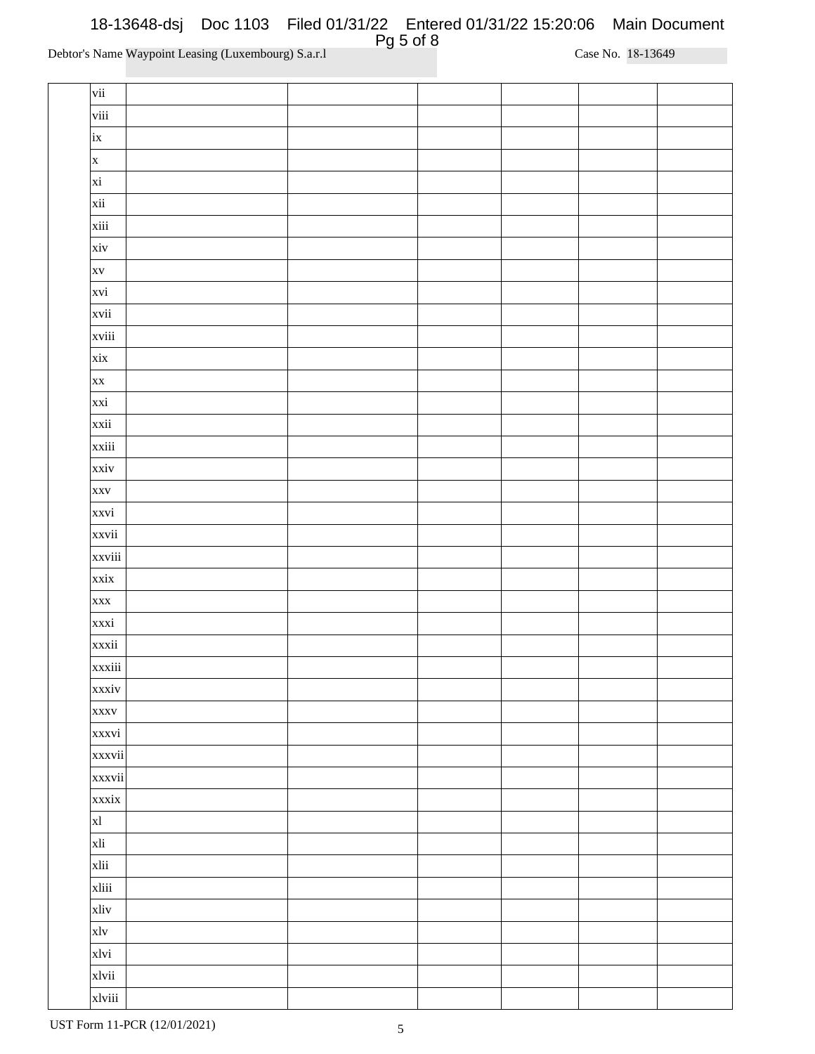Debtor's Name Waypoint Leasing (Luxembourg) S.a.r.l Case No. 18-13649

| | | | | | | | |
|---|---|---|---|---|---|---|---|
| | vii | | | | | | |
| | viii | | | | | | |
| | ix | | | | | | |
| | x | | | | | | |
| | xi | | | | | | |
| | xii | | | | | | |
| | xiii | | | | | | |
| | xiv | | | | | | |
| | xv | | | | | | |
| | xvi | | | | | | |
| | xvii | | | | | | |
| | xviii | | | | | | |
| | xix | | | | | | |
| | xx | | | | | | |
| | xxi | | | | | | |
| | xxii | | | | | | |
| | xxiii | | | | | | |
| | xxiv | | | | | | |
| | xxv | | | | | | |
| | xxvi | | | | | | |
| | xxvii | | | | | | |
| | xxviii | | | | | | |
| | xxix | | | | | | |
| | xxx | | | | | | |
| | xxxi | | | | | | |
| | xxxii | | | | | | |
| | xxxiii | | | | | | |
| | xxxiv | | | | | | |
| | xxxv | | | | | | |
| | xxxvi | | | | | | |
| | xxxvii | | | | | | |
| | xxxvii | | | | | | |
| | xxxix | | | | | | |
| | xl | | | | | | |
| | xli | | | | | | |
| | xlii | | | | | | |
| | xliii | | | | | | |
| | xliv | | | | | | |
| | xlv | | | | | | |
| | xlvi | | | | | | |
| | xlvii | | | | | | |
| | xlviii | | | | | | |

UST Form 11-PCR (12/01/2021)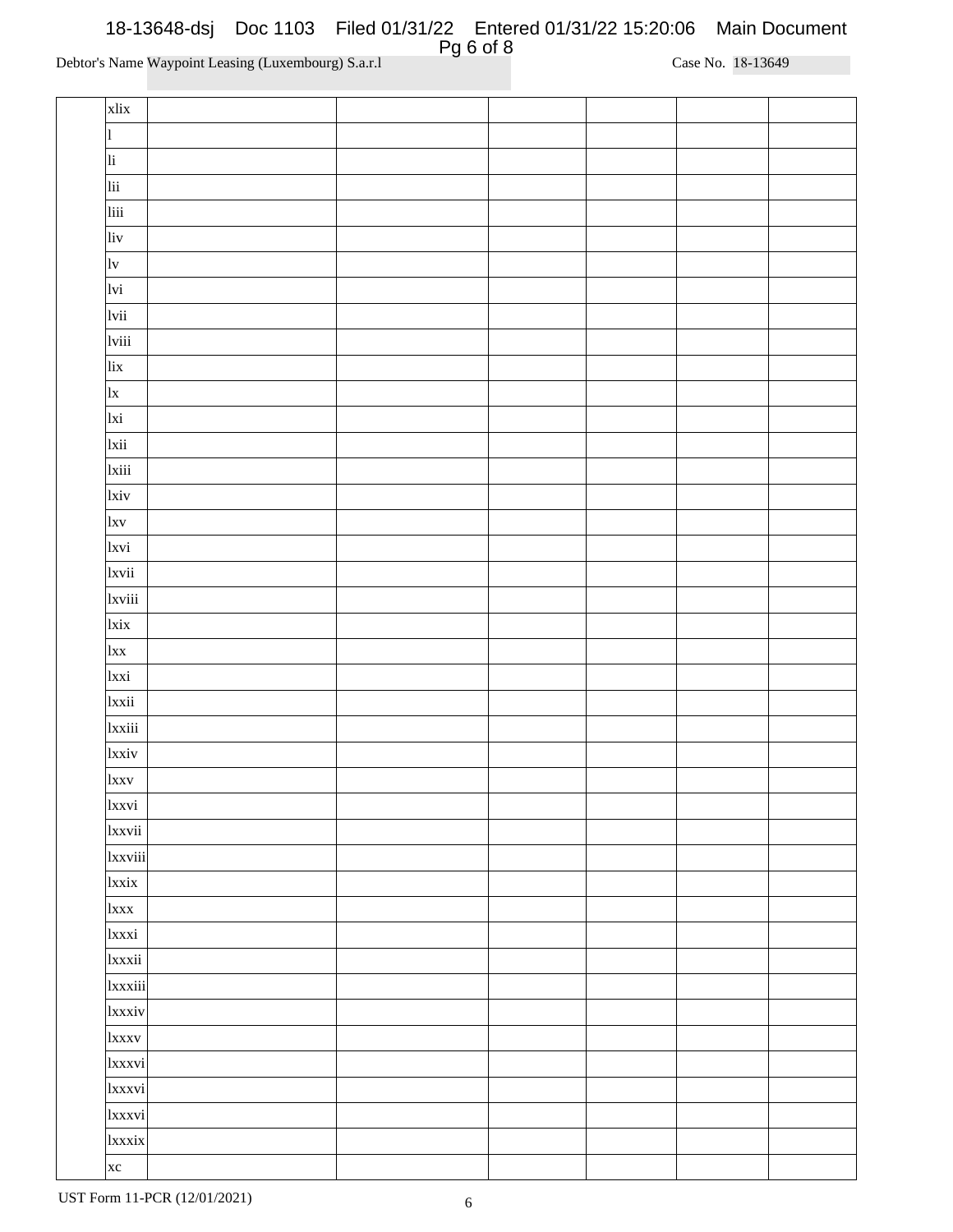Debtor's Name Waypoint Leasing (Luxembourg) S.a.r.l Case No. 18-13649

| | | | | | | | |
|---|---|---|---|---|---|---|---|
| | xlix | | | | | | |
| | l | | | | | | |
| | li | | | | | | |
| | lii | | | | | | |
| | liii | | | | | | |
| | liv | | | | | | |
| | lv | | | | | | |
| | lvi | | | | | | |
| | lvii | | | | | | |
| | lviii | | | | | | |
| | lix | | | | | | |
| | lx | | | | | | |
| | lxi | | | | | | |
| | lxii | | | | | | |
| | lxiii | | | | | | |
| | lxiv | | | | | | |
| | lxv | | | | | | |
| | lxvi | | | | | | |
| | lxvii | | | | | | |
| | lxviii | | | | | | |
| | lxix | | | | | | |
| | lxx | | | | | | |
| | lxxi | | | | | | |
| | lxxii | | | | | | |
| | lxxiii | | | | | | |
| | lxxiv | | | | | | |
| | lxxv | | | | | | |
| | lxxvi | | | | | | |
| | lxxvii | | | | | | |
| | lxxviii | | | | | | |
| | lxxix | | | | | | |
| | lxxx | | | | | | |
| | lxxxi | | | | | | |
| | lxxxii | | | | | | |
| | lxxxiii | | | | | | |
| | lxxxiv | | | | | | |
| | lxxxv | | | | | | |
| | lxxxvi | | | | | | |
| | lxxxvi | | | | | | |
| | lxxxvi | | | | | | |
| | lxxxix | | | | | | |
| | xc | | | | | | |

UST Form 11-PCR (12/01/2021)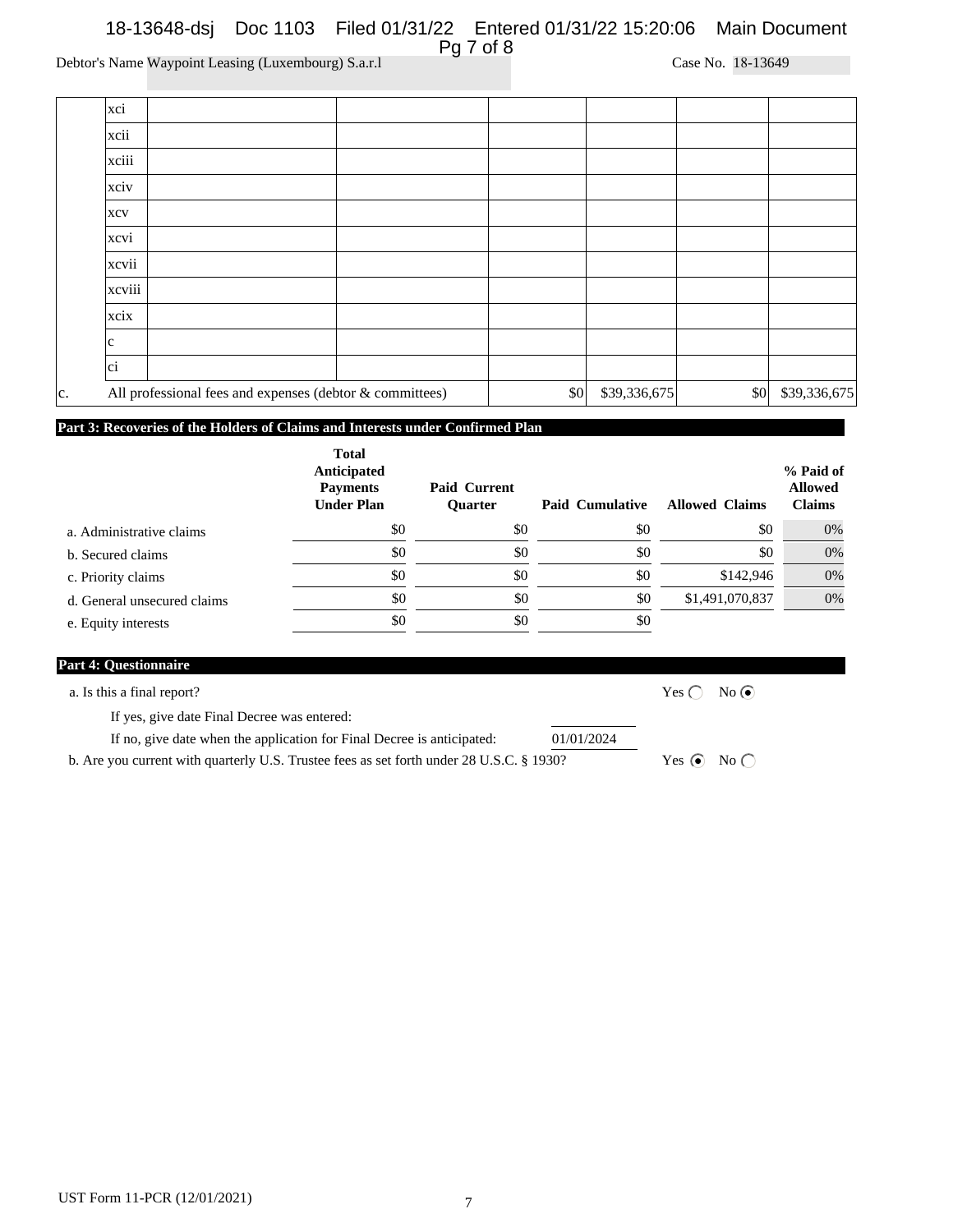Debtor's Name Waypoint Leasing (Luxembourg) S.a.r.l    Case No. 18-13649

| | | | | | | | |
|---|---|---|---|---|---|---|---|
| | xci | | | | | | |
| | xcii | | | | | | |
| | xciii | | | | | | |
| | xciv | | | | | | |
| | xcv | | | | | | |
| | xcvi | | | | | | |
| | xcvii | | | | | | |
| | xcviii | | | | | | |
| | xcix | | | | | | |
| | c | | | | | | |
| | ci | | | | | | |
| c. | All professional fees and expenses (debtor & committees) | | | $0 | $39,336,675 | $0 | $39,336,675 |

**Part 3: Recoveries of the Holders of Claims and Interests under Confirmed Plan**

| | Total Anticipated Payments Under Plan | Paid Current Quarter | Paid Cumulative | Allowed Claims | % Paid of Allowed Claims |
|---|---|---|---|---|---|
| a. Administrative claims | $0 | $0 | $0 | $0 | 0% |
| b. Secured claims | $0 | $0 | $0 | $0 | 0% |
| c. Priority claims | $0 | $0 | $0 | $142,946 | 0% |
| d. General unsecured claims | $0 | $0 | $0 | $1,491,070,837 | 0% |
| e. Equity interests | $0 | $0 | $0 | | |

**Part 4: Questionnaire**

a. Is this a final report? Yes ◯ No ⦿

If yes, give date Final Decree was entered:

If no, give date when the application for Final Decree is anticipated: 01/01/2024

b. Are you current with quarterly U.S. Trustee fees as set forth under 28 U.S.C. § 1930? Yes ⦿ No ◯

UST Form 11-PCR (12/01/2021)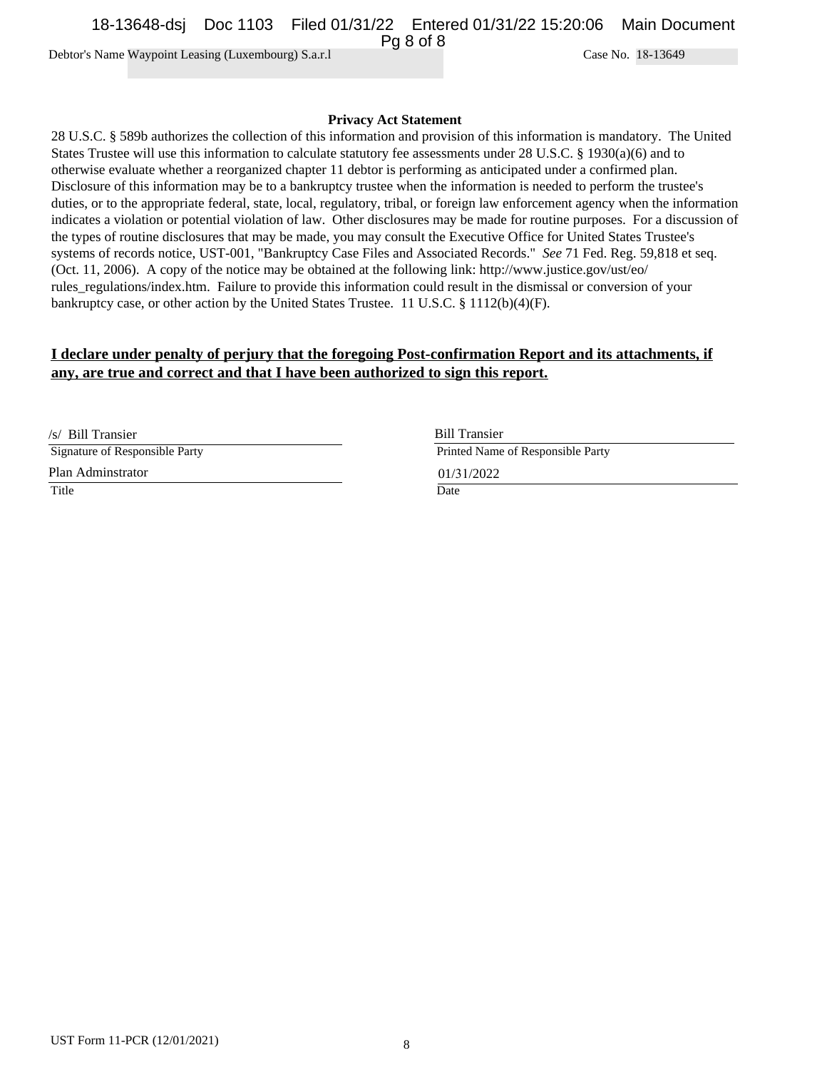Debtor's Name Waypoint Leasing (Luxembourg) S.a.r.l Case No. 18-13649

### Privacy Act Statement

28 U.S.C. § 589b authorizes the collection of this information and provision of this information is mandatory. The United States Trustee will use this information to calculate statutory fee assessments under 28 U.S.C. § 1930(a)(6) and to otherwise evaluate whether a reorganized chapter 11 debtor is performing as anticipated under a confirmed plan. Disclosure of this information may be to a bankruptcy trustee when the information is needed to perform the trustee's duties, or to the appropriate federal, state, local, regulatory, tribal, or foreign law enforcement agency when the information indicates a violation or potential violation of law. Other disclosures may be made for routine purposes. For a discussion of the types of routine disclosures that may be made, you may consult the Executive Office for United States Trustee's systems of records notice, UST-001, "Bankruptcy Case Files and Associated Records." *See* 71 Fed. Reg. 59,818 et seq. (Oct. 11, 2006). A copy of the notice may be obtained at the following link: http://www.justice.gov/ust/eo/rules_regulations/index.htm. Failure to provide this information could result in the dismissal or conversion of your bankruptcy case, or other action by the United States Trustee. 11 U.S.C. § 1112(b)(4)(F).

**I declare under penalty of perjury that the foregoing Post-confirmation Report and its attachments, if any, are true and correct and that I have been authorized to sign this report.**

| | |
|---|---|
| /s/ Bill Transier | Bill Transier |
| Signature of Responsible Party | Printed Name of Responsible Party |
| Plan Adminstrator | 01/31/2022 |
| Title | Date |

UST Form 11-PCR (12/01/2021)